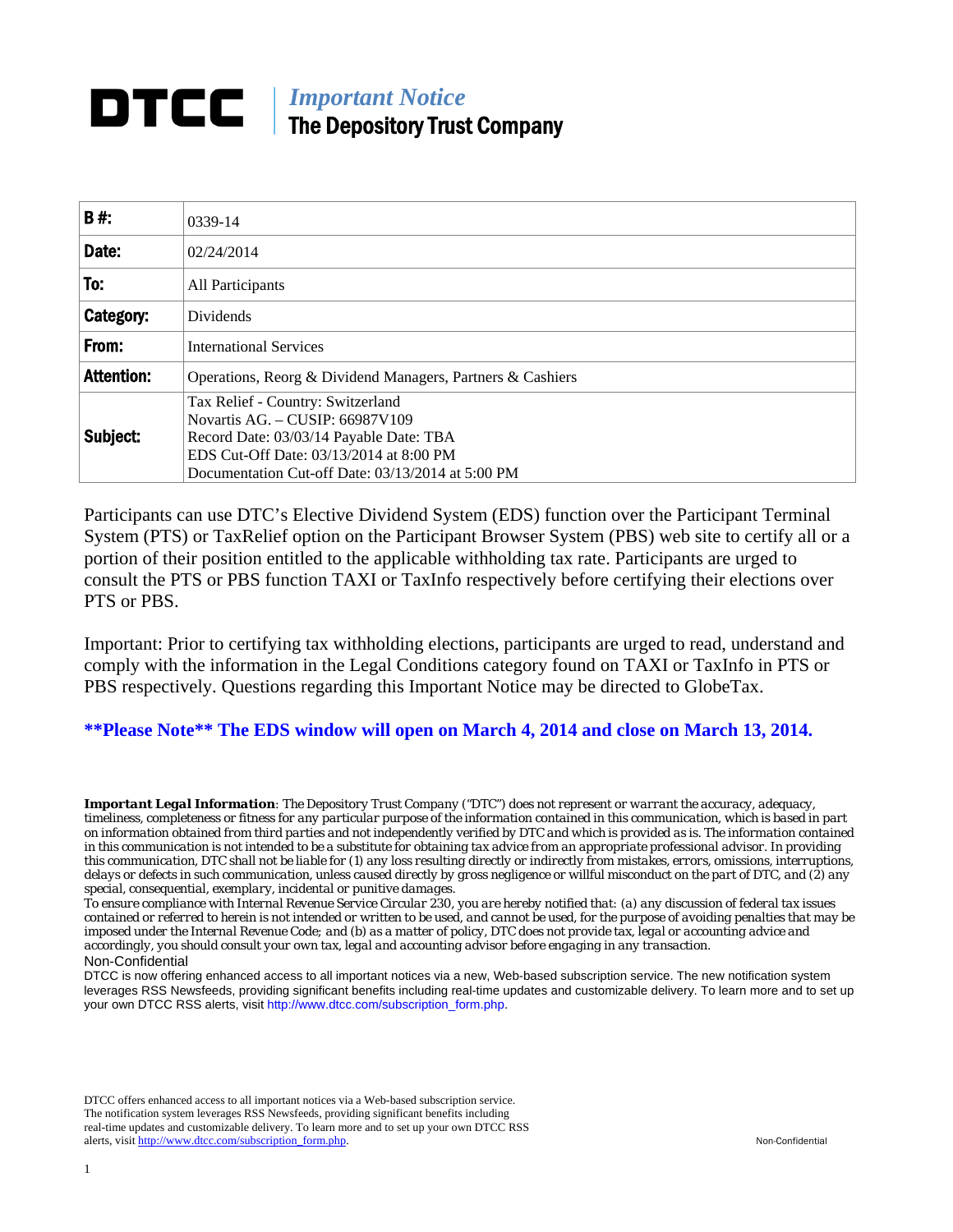# DTCC | *Important Notice* The Depository Trust Company

| **B #:** | 0339-14 |
|---|---|
| **Date:** | 02/24/2014 |
| **To:** | All Participants |
| **Category:** | Dividends |
| **From:** | International Services |
| **Attention:** | Operations, Reorg & Dividend Managers, Partners & Cashiers |
| **Subject:** | Tax Relief - Country: Switzerland<br>Novartis AG. – CUSIP: 66987V109<br>Record Date: 03/03/14 Payable Date: TBA<br>EDS Cut-Off Date: 03/13/2014 at 8:00 PM<br>Documentation Cut-off Date: 03/13/2014 at 5:00 PM |

Participants can use DTC's Elective Dividend System (EDS) function over the Participant Terminal System (PTS) or TaxRelief option on the Participant Browser System (PBS) web site to certify all or a portion of their position entitled to the applicable withholding tax rate. Participants are urged to consult the PTS or PBS function TAXI or TaxInfo respectively before certifying their elections over PTS or PBS.

Important: Prior to certifying tax withholding elections, participants are urged to read, understand and comply with the information in the Legal Conditions category found on TAXI or TaxInfo in PTS or PBS respectively. Questions regarding this Important Notice may be directed to GlobeTax.

**\*\*Please Note\*\* The EDS window will open on March 4, 2014 and close on March 13, 2014.**

***Important Legal Information**: The Depository Trust Company ("DTC") does not represent or warrant the accuracy, adequacy, timeliness, completeness or fitness for any particular purpose of the information contained in this communication, which is based in part on information obtained from third parties and not independently verified by DTC and which is provided as is. The information contained in this communication is not intended to be a substitute for obtaining tax advice from an appropriate professional advisor. In providing this communication, DTC shall not be liable for (1) any loss resulting directly or indirectly from mistakes, errors, omissions, interruptions, delays or defects in such communication, unless caused directly by gross negligence or willful misconduct on the part of DTC, and (2) any special, consequential, exemplary, incidental or punitive damages.*

*To ensure compliance with Internal Revenue Service Circular 230, you are hereby notified that: (a) any discussion of federal tax issues contained or referred to herein is not intended or written to be used, and cannot be used, for the purpose of avoiding penalties that may be imposed under the Internal Revenue Code; and (b) as a matter of policy, DTC does not provide tax, legal or accounting advice and accordingly, you should consult your own tax, legal and accounting advisor before engaging in any transaction.*

Non-Confidential

DTCC is now offering enhanced access to all important notices via a new, Web-based subscription service. The new notification system leverages RSS Newsfeeds, providing significant benefits including real-time updates and customizable delivery. To learn more and to set up your own DTCC RSS alerts, visit http://www.dtcc.com/subscription_form.php.

DTCC offers enhanced access to all important notices via a Web-based subscription service. The notification system leverages RSS Newsfeeds, providing significant benefits including real-time updates and customizable delivery. To learn more and to set up your own DTCC RSS alerts, visit http://www.dtcc.com/subscription_form.php.

Non-Confidential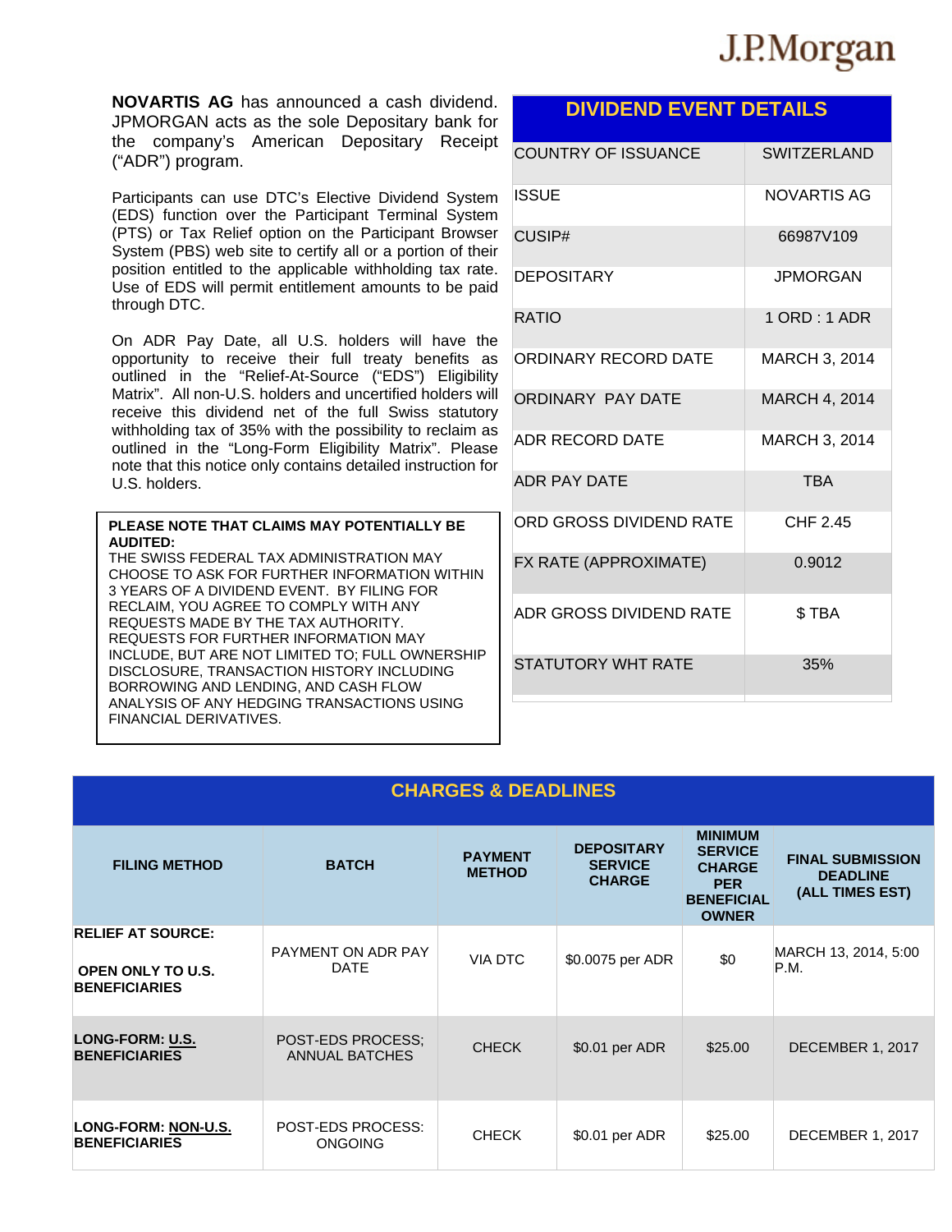J.P.Morgan

**NOVARTIS AG** has announced a cash dividend. JPMORGAN acts as the sole Depositary bank for the company's American Depositary Receipt ("ADR") program.

Participants can use DTC's Elective Dividend System (EDS) function over the Participant Terminal System (PTS) or Tax Relief option on the Participant Browser System (PBS) web site to certify all or a portion of their position entitled to the applicable withholding tax rate. Use of EDS will permit entitlement amounts to be paid through DTC.

On ADR Pay Date, all U.S. holders will have the opportunity to receive their full treaty benefits as outlined in the "Relief-At-Source ("EDS") Eligibility Matrix". All non-U.S. holders and uncertified holders will receive this dividend net of the full Swiss statutory withholding tax of 35% with the possibility to reclaim as outlined in the "Long-Form Eligibility Matrix". Please note that this notice only contains detailed instruction for U.S. holders.

**PLEASE NOTE THAT CLAIMS MAY POTENTIALLY BE AUDITED:**
THE SWISS FEDERAL TAX ADMINISTRATION MAY CHOOSE TO ASK FOR FURTHER INFORMATION WITHIN 3 YEARS OF A DIVIDEND EVENT. BY FILING FOR RECLAIM, YOU AGREE TO COMPLY WITH ANY REQUESTS MADE BY THE TAX AUTHORITY. REQUESTS FOR FURTHER INFORMATION MAY INCLUDE, BUT ARE NOT LIMITED TO; FULL OWNERSHIP DISCLOSURE, TRANSACTION HISTORY INCLUDING BORROWING AND LENDING, AND CASH FLOW ANALYSIS OF ANY HEDGING TRANSACTIONS USING FINANCIAL DERIVATIVES.

## DIVIDEND EVENT DETAILS

| | |
|---|---|
| COUNTRY OF ISSUANCE | SWITZERLAND |
| ISSUE | NOVARTIS AG |
| CUSIP# | 66987V109 |
| DEPOSITARY | JPMORGAN |
| RATIO | 1 ORD : 1 ADR |
| ORDINARY RECORD DATE | MARCH 3, 2014 |
| ORDINARY PAY DATE | MARCH 4, 2014 |
| ADR RECORD DATE | MARCH 3, 2014 |
| ADR PAY DATE | TBA |
| ORD GROSS DIVIDEND RATE | CHF 2.45 |
| FX RATE (APPROXIMATE) | 0.9012 |
| ADR GROSS DIVIDEND RATE | $ TBA |
| STATUTORY WHT RATE | 35% |

## CHARGES & DEADLINES

| FILING METHOD | BATCH | PAYMENT METHOD | DEPOSITARY SERVICE CHARGE | MINIMUM SERVICE CHARGE PER BENEFICIAL OWNER | FINAL SUBMISSION DEADLINE (ALL TIMES EST) |
|---|---|---|---|---|---|
| **RELIEF AT SOURCE:** **OPEN ONLY TO U.S. BENEFICIARIES** | PAYMENT ON ADR PAY DATE | VIA DTC | $0.0075 per ADR | $0 | MARCH 13, 2014, 5:00 P.M. |
| **LONG-FORM: U.S. BENEFICIARIES** | POST-EDS PROCESS; ANNUAL BATCHES | CHECK | $0.01 per ADR | $25.00 | DECEMBER 1, 2017 |
| **LONG-FORM: NON-U.S. BENEFICIARIES** | POST-EDS PROCESS: ONGOING | CHECK | $0.01 per ADR | $25.00 | DECEMBER 1, 2017 |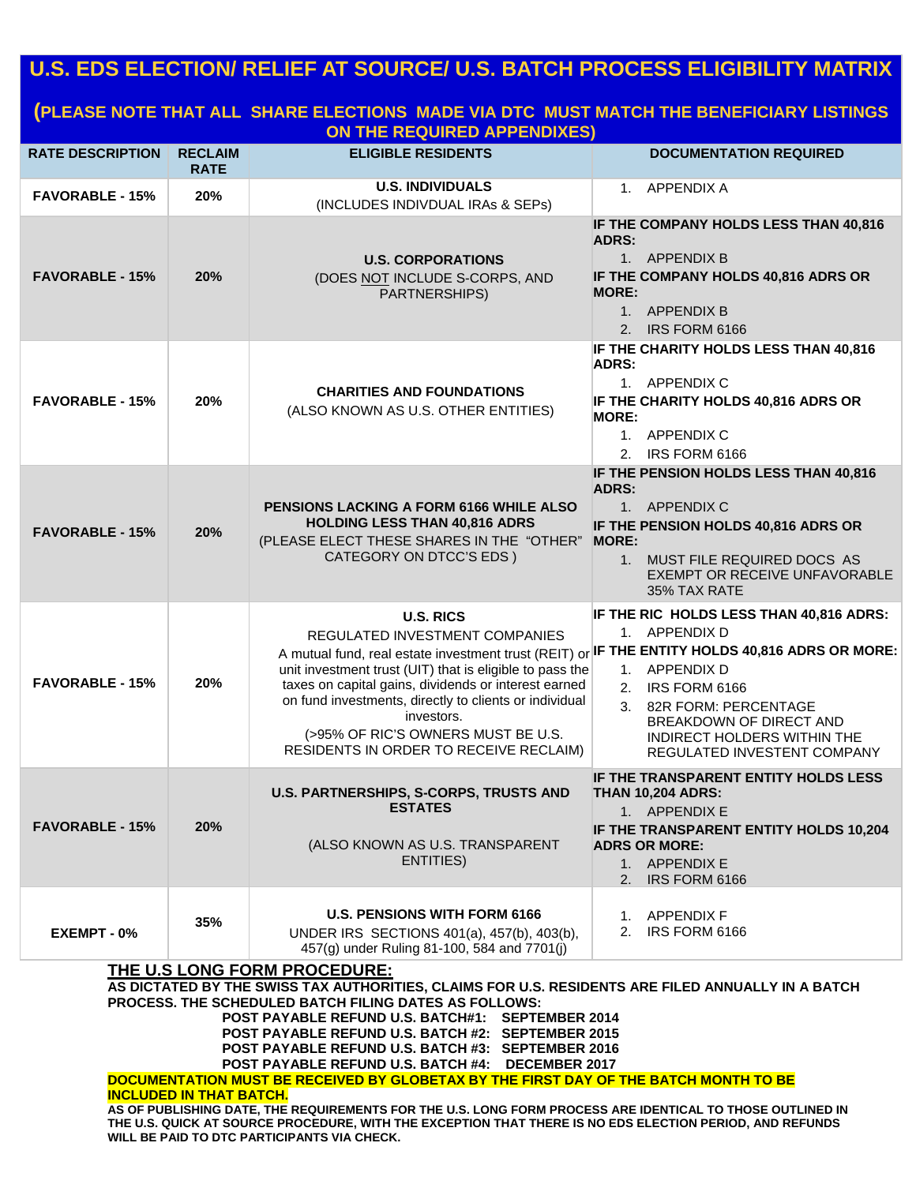# U.S. EDS ELECTION/ RELIEF AT SOURCE/ U.S. BATCH PROCESS ELIGIBILITY MATRIX

## (PLEASE NOTE THAT ALL SHARE ELECTIONS MADE VIA DTC MUST MATCH THE BENEFICIARY LISTINGS ON THE REQUIRED APPENDIXES)

| RATE DESCRIPTION | RECLAIM RATE | ELIGIBLE RESIDENTS | DOCUMENTATION REQUIRED |
|---|---|---|---|
| **FAVORABLE - 15%** | **20%** | **U.S. INDIVIDUALS** (INCLUDES INDIVDUAL IRAs & SEPs) | 1. APPENDIX A |
| **FAVORABLE - 15%** | **20%** | **U.S. CORPORATIONS** (DOES NOT INCLUDE S-CORPS, AND PARTNERSHIPS) | **IF THE COMPANY HOLDS LESS THAN 40,816 ADRS:** 1. APPENDIX B **IF THE COMPANY HOLDS 40,816 ADRS OR MORE:** 1. APPENDIX B 2. IRS FORM 6166 |
| **FAVORABLE - 15%** | **20%** | **CHARITIES AND FOUNDATIONS** (ALSO KNOWN AS U.S. OTHER ENTITIES) | **IF THE CHARITY HOLDS LESS THAN 40,816 ADRS:** 1. APPENDIX C **IF THE CHARITY HOLDS 40,816 ADRS OR MORE:** 1. APPENDIX C 2. IRS FORM 6166 |
| **FAVORABLE - 15%** | **20%** | **PENSIONS LACKING A FORM 6166 WHILE ALSO HOLDING LESS THAN 40,816 ADRS** (PLEASE ELECT THESE SHARES IN THE "OTHER" CATEGORY ON DTCC'S EDS ) | **IF THE PENSION HOLDS LESS THAN 40,816 ADRS:** 1. APPENDIX C **IF THE PENSION HOLDS 40,816 ADRS OR MORE:** 1. MUST FILE REQUIRED DOCS AS EXEMPT OR RECEIVE UNFAVORABLE 35% TAX RATE |
| **FAVORABLE - 15%** | **20%** | **U.S. RICS** REGULATED INVESTMENT COMPANIES A mutual fund, real estate investment trust (REIT) or unit investment trust (UIT) that is eligible to pass the taxes on capital gains, dividends or interest earned on fund investments, directly to clients or individual investors. (>95% OF RIC'S OWNERS MUST BE U.S. RESIDENTS IN ORDER TO RECEIVE RECLAIM) | **IF THE RIC HOLDS LESS THAN 40,816 ADRS:** 1. APPENDIX D **IF THE ENTITY HOLDS 40,816 ADRS OR MORE:** 1. APPENDIX D 2. IRS FORM 6166 3. 82R FORM: PERCENTAGE BREAKDOWN OF DIRECT AND INDIRECT HOLDERS WITHIN THE REGULATED INVESTENT COMPANY |
| **FAVORABLE - 15%** | **20%** | **U.S. PARTNERSHIPS, S-CORPS, TRUSTS AND ESTATES** (ALSO KNOWN AS U.S. TRANSPARENT ENTITIES) | **IF THE TRANSPARENT ENTITY HOLDS LESS THAN 10,204 ADRS:** 1. APPENDIX E **IF THE TRANSPARENT ENTITY HOLDS 10,204 ADRS OR MORE:** 1. APPENDIX E 2. IRS FORM 6166 |
| **EXEMPT - 0%** | **35%** | **U.S. PENSIONS WITH FORM 6166** UNDER IRS SECTIONS 401(a), 457(b), 403(b), 457(g) under Ruling 81-100, 584 and 7701(j) | 1. APPENDIX F 2. IRS FORM 6166 |

## THE U.S LONG FORM PROCEDURE:

**AS DICTATED BY THE SWISS TAX AUTHORITIES, CLAIMS FOR U.S. RESIDENTS ARE FILED ANNUALLY IN A BATCH PROCESS. THE SCHEDULED BATCH FILING DATES AS FOLLOWS:**

**POST PAYABLE REFUND U.S. BATCH#1: SEPTEMBER 2014**
**POST PAYABLE REFUND U.S. BATCH #2: SEPTEMBER 2015**
**POST PAYABLE REFUND U.S. BATCH #3: SEPTEMBER 2016**
**POST PAYABLE REFUND U.S. BATCH #4: DECEMBER 2017**

**DOCUMENTATION MUST BE RECEIVED BY GLOBETAX BY THE FIRST DAY OF THE BATCH MONTH TO BE INCLUDED IN THAT BATCH.**

**AS OF PUBLISHING DATE, THE REQUIREMENTS FOR THE U.S. LONG FORM PROCESS ARE IDENTICAL TO THOSE OUTLINED IN THE U.S. QUICK AT SOURCE PROCEDURE, WITH THE EXCEPTION THAT THERE IS NO EDS ELECTION PERIOD, AND REFUNDS WILL BE PAID TO DTC PARTICIPANTS VIA CHECK.**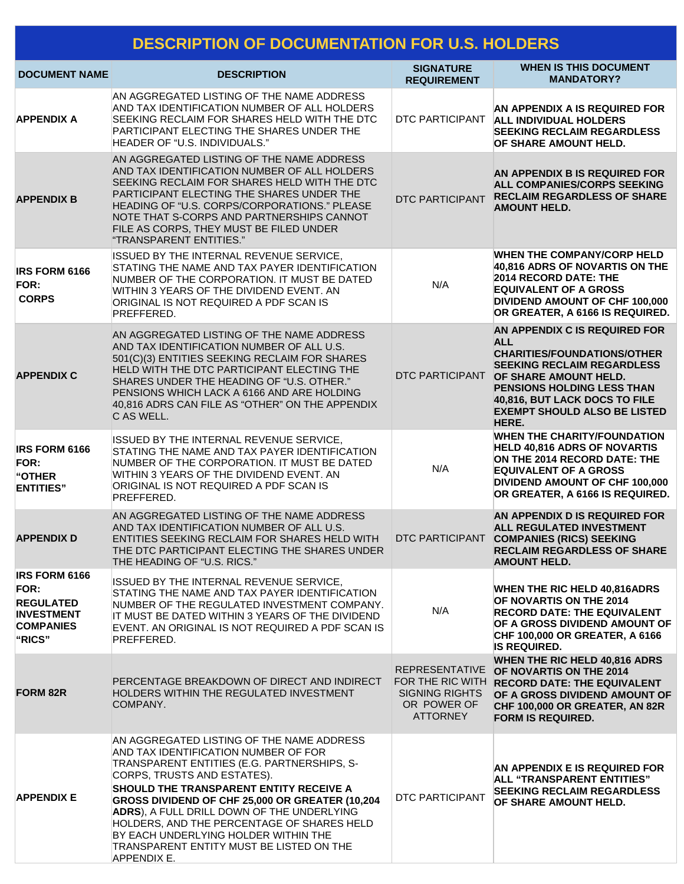## DESCRIPTION OF DOCUMENTATION FOR U.S. HOLDERS

| DOCUMENT NAME | DESCRIPTION | SIGNATURE REQUIREMENT | WHEN IS THIS DOCUMENT MANDATORY? |
|---|---|---|---|
| **APPENDIX A** | AN AGGREGATED LISTING OF THE NAME ADDRESS AND TAX IDENTIFICATION NUMBER OF ALL HOLDERS SEEKING RECLAIM FOR SHARES HELD WITH THE DTC PARTICIPANT ELECTING THE SHARES UNDER THE HEADER OF "U.S. INDIVIDUALS." | DTC PARTICIPANT | **AN APPENDIX A IS REQUIRED FOR ALL INDIVIDUAL HOLDERS SEEKING RECLAIM REGARDLESS OF SHARE AMOUNT HELD.** |
| **APPENDIX B** | AN AGGREGATED LISTING OF THE NAME ADDRESS AND TAX IDENTIFICATION NUMBER OF ALL HOLDERS SEEKING RECLAIM FOR SHARES HELD WITH THE DTC PARTICIPANT ELECTING THE SHARES UNDER THE HEADING OF "U.S. CORPS/CORPORATIONS." PLEASE NOTE THAT S-CORPS AND PARTNERSHIPS CANNOT FILE AS CORPS, THEY MUST BE FILED UNDER "TRANSPARENT ENTITIES." | DTC PARTICIPANT | **AN APPENDIX B IS REQUIRED FOR ALL COMPANIES/CORPS SEEKING RECLAIM REGARDLESS OF SHARE AMOUNT HELD.** |
| **IRS FORM 6166 FOR: CORPS** | ISSUED BY THE INTERNAL REVENUE SERVICE, STATING THE NAME AND TAX PAYER IDENTIFICATION NUMBER OF THE CORPORATION. IT MUST BE DATED WITHIN 3 YEARS OF THE DIVIDEND EVENT. AN ORIGINAL IS NOT REQUIRED A PDF SCAN IS PREFFERED. | N/A | **WHEN THE COMPANY/CORP HELD 40,816 ADRS OF NOVARTIS ON THE 2014 RECORD DATE: THE EQUIVALENT OF A GROSS DIVIDEND AMOUNT OF CHF 100,000 OR GREATER, A 6166 IS REQUIRED.** |
| **APPENDIX C** | AN AGGREGATED LISTING OF THE NAME ADDRESS AND TAX IDENTIFICATION NUMBER OF ALL U.S. 501(C)(3) ENTITIES SEEKING RECLAIM FOR SHARES HELD WITH THE DTC PARTICIPANT ELECTING THE SHARES UNDER THE HEADING OF "U.S. OTHER." PENSIONS WHICH LACK A 6166 AND ARE HOLDING 40,816 ADRS CAN FILE AS "OTHER" ON THE APPENDIX C AS WELL. | DTC PARTICIPANT | **AN APPENDIX C IS REQUIRED FOR ALL CHARITIES/FOUNDATIONS/OTHER SEEKING RECLAIM REGARDLESS OF SHARE AMOUNT HELD. PENSIONS HOLDING LESS THAN 40,816, BUT LACK DOCS TO FILE EXEMPT SHOULD ALSO BE LISTED HERE.** |
| **IRS FORM 6166 FOR: "OTHER ENTITIES"** | ISSUED BY THE INTERNAL REVENUE SERVICE, STATING THE NAME AND TAX PAYER IDENTIFICATION NUMBER OF THE CORPORATION. IT MUST BE DATED WITHIN 3 YEARS OF THE DIVIDEND EVENT. AN ORIGINAL IS NOT REQUIRED A PDF SCAN IS PREFFERED. | N/A | **WHEN THE CHARITY/FOUNDATION HELD 40,816 ADRS OF NOVARTIS ON THE 2014 RECORD DATE: THE EQUIVALENT OF A GROSS DIVIDEND AMOUNT OF CHF 100,000 OR GREATER, A 6166 IS REQUIRED.** |
| **APPENDIX D** | AN AGGREGATED LISTING OF THE NAME ADDRESS AND TAX IDENTIFICATION NUMBER OF ALL U.S. ENTITIES SEEKING RECLAIM FOR SHARES HELD WITH THE DTC PARTICIPANT ELECTING THE SHARES UNDER THE HEADING OF "U.S. RICS." | DTC PARTICIPANT | **AN APPENDIX D IS REQUIRED FOR ALL REGULATED INVESTMENT COMPANIES (RICS) SEEKING RECLAIM REGARDLESS OF SHARE AMOUNT HELD.** |
| **IRS FORM 6166 FOR: REGULATED INVESTMENT COMPANIES "RICS"** | ISSUED BY THE INTERNAL REVENUE SERVICE, STATING THE NAME AND TAX PAYER IDENTIFICATION NUMBER OF THE REGULATED INVESTMENT COMPANY. IT MUST BE DATED WITHIN 3 YEARS OF THE DIVIDEND EVENT. AN ORIGINAL IS NOT REQUIRED A PDF SCAN IS PREFFERED. | N/A | **WHEN THE RIC HELD 40,816ADRS OF NOVARTIS ON THE 2014 RECORD DATE: THE EQUIVALENT OF A GROSS DIVIDEND AMOUNT OF CHF 100,000 OR GREATER, A 6166 IS REQUIRED.** |
| **FORM 82R** | PERCENTAGE BREAKDOWN OF DIRECT AND INDIRECT HOLDERS WITHIN THE REGULATED INVESTMENT COMPANY. | REPRESENTATIVE FOR THE RIC WITH SIGNING RIGHTS OR POWER OF ATTORNEY | **WHEN THE RIC HELD 40,816 ADRS OF NOVARTIS ON THE 2014 RECORD DATE: THE EQUIVALENT OF A GROSS DIVIDEND AMOUNT OF CHF 100,000 OR GREATER, AN 82R FORM IS REQUIRED.** |
| **APPENDIX E** | AN AGGREGATED LISTING OF THE NAME ADDRESS AND TAX IDENTIFICATION NUMBER OF FOR TRANSPARENT ENTITIES (E.G. PARTNERSHIPS, S-CORPS, TRUSTS AND ESTATES). **SHOULD THE TRANSPARENT ENTITY RECEIVE A GROSS DIVIDEND OF CHF 25,000 OR GREATER (10,204 ADRS)**, A FULL DRILL DOWN OF THE UNDERLYING HOLDERS, AND THE PERCENTAGE OF SHARES HELD BY EACH UNDERLYING HOLDER WITHIN THE TRANSPARENT ENTITY MUST BE LISTED ON THE APPENDIX E. | DTC PARTICIPANT | **AN APPENDIX E IS REQUIRED FOR ALL "TRANSPARENT ENTITIES" SEEKING RECLAIM REGARDLESS OF SHARE AMOUNT HELD.** |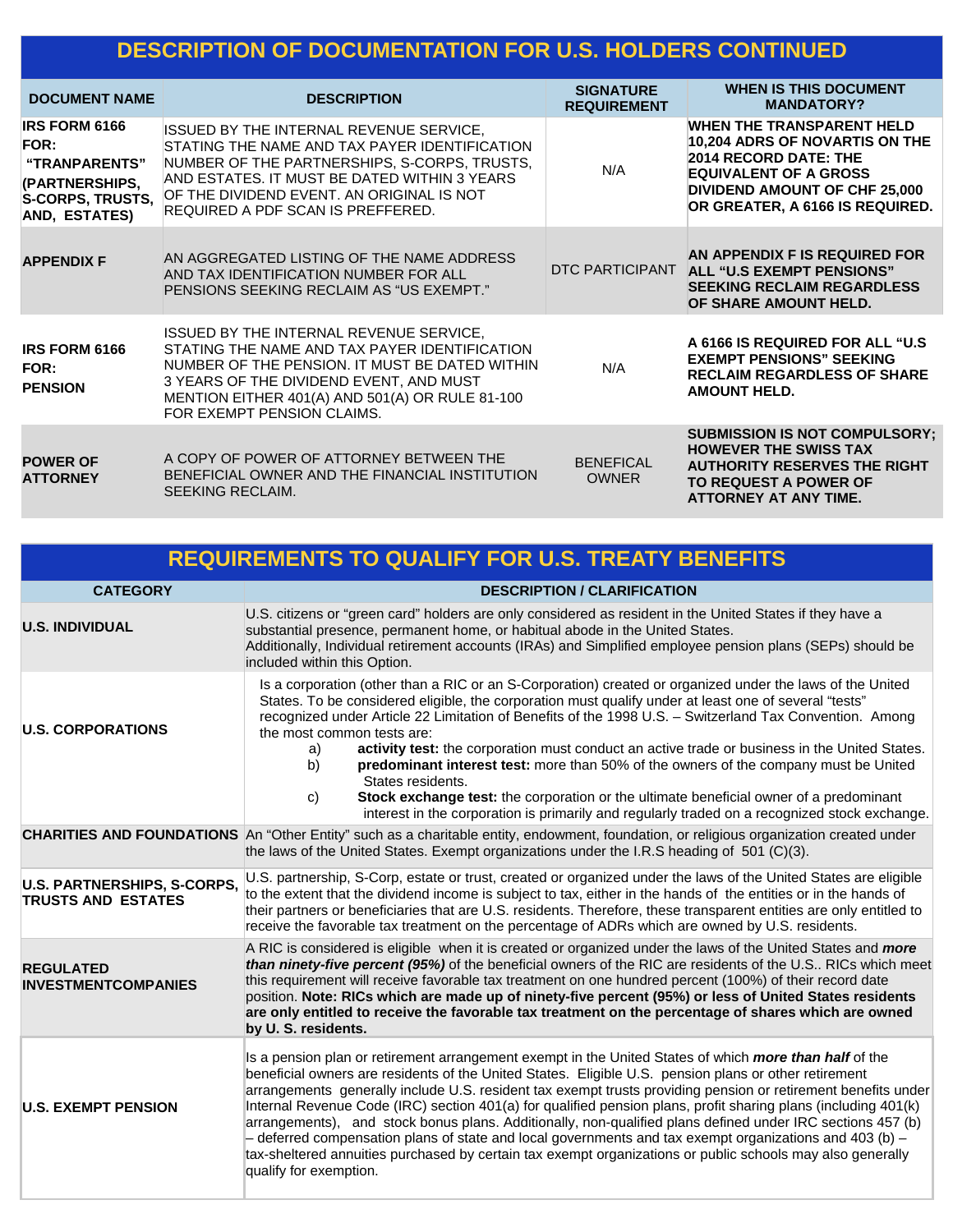## DESCRIPTION OF DOCUMENTATION FOR U.S. HOLDERS CONTINUED

| DOCUMENT NAME | DESCRIPTION | SIGNATURE REQUIREMENT | WHEN IS THIS DOCUMENT MANDATORY? |
|---|---|---|---|
| **IRS FORM 6166 FOR: "TRANPARENTS" (PARTNERSHIPS, S-CORPS, TRUSTS, AND, ESTATES)** | ISSUED BY THE INTERNAL REVENUE SERVICE, STATING THE NAME AND TAX PAYER IDENTIFICATION NUMBER OF THE PARTNERSHIPS, S-CORPS, TRUSTS, AND ESTATES. IT MUST BE DATED WITHIN 3 YEARS OF THE DIVIDEND EVENT. AN ORIGINAL IS NOT REQUIRED A PDF SCAN IS PREFFERED. | N/A | **WHEN THE TRANSPARENT HELD 10,204 ADRS OF NOVARTIS ON THE 2014 RECORD DATE: THE EQUIVALENT OF A GROSS DIVIDEND AMOUNT OF CHF 25,000 OR GREATER, A 6166 IS REQUIRED.** |
| **APPENDIX F** | AN AGGREGATED LISTING OF THE NAME ADDRESS AND TAX IDENTIFICATION NUMBER FOR ALL PENSIONS SEEKING RECLAIM AS "US EXEMPT." | DTC PARTICIPANT | **AN APPENDIX F IS REQUIRED FOR ALL "U.S EXEMPT PENSIONS" SEEKING RECLAIM REGARDLESS OF SHARE AMOUNT HELD.** |
| **IRS FORM 6166 FOR: PENSION** | ISSUED BY THE INTERNAL REVENUE SERVICE, STATING THE NAME AND TAX PAYER IDENTIFICATION NUMBER OF THE PENSION. IT MUST BE DATED WITHIN 3 YEARS OF THE DIVIDEND EVENT, AND MUST MENTION EITHER 401(A) AND 501(A) OR RULE 81-100 FOR EXEMPT PENSION CLAIMS. | N/A | **A 6166 IS REQUIRED FOR ALL "U.S EXEMPT PENSIONS" SEEKING RECLAIM REGARDLESS OF SHARE AMOUNT HELD.** |
| **POWER OF ATTORNEY** | A COPY OF POWER OF ATTORNEY BETWEEN THE BENEFICIAL OWNER AND THE FINANCIAL INSTITUTION SEEKING RECLAIM. | BENEFICAL OWNER | **SUBMISSION IS NOT COMPULSORY; HOWEVER THE SWISS TAX AUTHORITY RESERVES THE RIGHT TO REQUEST A POWER OF ATTORNEY AT ANY TIME.** |

## REQUIREMENTS TO QUALIFY FOR U.S. TREATY BENEFITS

| CATEGORY | DESCRIPTION / CLARIFICATION |
|---|---|
| **U.S. INDIVIDUAL** | U.S. citizens or "green card" holders are only considered as resident in the United States if they have a substantial presence, permanent home, or habitual abode in the United States. Additionally, Individual retirement accounts (IRAs) and Simplified employee pension plans (SEPs) should be included within this Option. |
| **U.S. CORPORATIONS** | Is a corporation (other than a RIC or an S-Corporation) created or organized under the laws of the United States. To be considered eligible, the corporation must qualify under at least one of several "tests" recognized under Article 22 Limitation of Benefits of the 1998 U.S. – Switzerland Tax Convention. Among the most common tests are: a) **activity test:** the corporation must conduct an active trade or business in the United States. b) **predominant interest test:** more than 50% of the owners of the company must be United States residents. c) **Stock exchange test:** the corporation or the ultimate beneficial owner of a predominant interest in the corporation is primarily and regularly traded on a recognized stock exchange. |
| **CHARITIES AND FOUNDATIONS** | An "Other Entity" such as a charitable entity, endowment, foundation, or religious organization created under the laws of the United States. Exempt organizations under the I.R.S heading of 501 (C)(3). |
| **U.S. PARTNERSHIPS, S-CORPS, TRUSTS AND ESTATES** | U.S. partnership, S-Corp, estate or trust, created or organized under the laws of the United States are eligible to the extent that the dividend income is subject to tax, either in the hands of the entities or in the hands of their partners or beneficiaries that are U.S. residents. Therefore, these transparent entities are only entitled to receive the favorable tax treatment on the percentage of ADRs which are owned by U.S. residents. |
| **REGULATED INVESTMENTCOMPANIES** | A RIC is considered is eligible when it is created or organized under the laws of the United States and ***more than ninety-five percent (95%)*** of the beneficial owners of the RIC are residents of the U.S.. RICs which meet this requirement will receive favorable tax treatment on one hundred percent (100%) of their record date position. **Note: RICs which are made up of ninety-five percent (95%) or less of United States residents are only entitled to receive the favorable tax treatment on the percentage of shares which are owned by U. S. residents.** |
| **U.S. EXEMPT PENSION** | Is a pension plan or retirement arrangement exempt in the United States of which ***more than half*** of the beneficial owners are residents of the United States. Eligible U.S. pension plans or other retirement arrangements generally include U.S. resident tax exempt trusts providing pension or retirement benefits under Internal Revenue Code (IRC) section 401(a) for qualified pension plans, profit sharing plans (including 401(k) arrangements), and stock bonus plans. Additionally, non-qualified plans defined under IRC sections 457 (b) – deferred compensation plans of state and local governments and tax exempt organizations and 403 (b) – tax-sheltered annuities purchased by certain tax exempt organizations or public schools may also generally qualify for exemption. |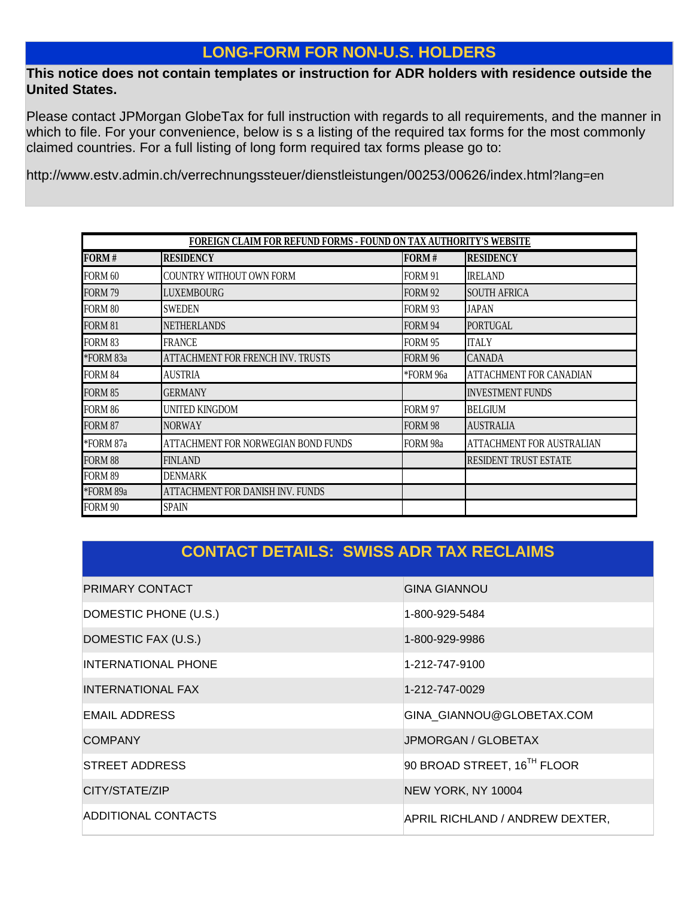## LONG-FORM FOR NON-U.S. HOLDERS

**This notice does not contain templates or instruction for ADR holders with residence outside the United States.**

Please contact JPMorgan GlobeTax for full instruction with regards to all requirements, and the manner in which to file. For your convenience, below is s a listing of the required tax forms for the most commonly claimed countries. For a full listing of long form required tax forms please go to:

http://www.estv.admin.ch/verrechnungssteuer/dienstleistungen/00253/00626/index.html?lang=en

| FOREIGN CLAIM FOR REFUND FORMS - FOUND ON TAX AUTHORITY'S WEBSITE | | | |
|---|---|---|---|
| **FORM #** | **RESIDENCY** | **FORM #** | **RESIDENCY** |
| FORM 60 | COUNTRY WITHOUT OWN FORM | FORM 91 | IRELAND |
| FORM 79 | LUXEMBOURG | FORM 92 | SOUTH AFRICA |
| FORM 80 | SWEDEN | FORM 93 | JAPAN |
| FORM 81 | NETHERLANDS | FORM 94 | PORTUGAL |
| FORM 83 | FRANCE | FORM 95 | ITALY |
| *FORM 83a | ATTACHMENT FOR FRENCH INV. TRUSTS | FORM 96 | CANADA |
| FORM 84 | AUSTRIA | *FORM 96a | ATTACHMENT FOR CANADIAN |
| FORM 85 | GERMANY | | INVESTMENT FUNDS |
| FORM 86 | UNITED KINGDOM | FORM 97 | BELGIUM |
| FORM 87 | NORWAY | FORM 98 | AUSTRALIA |
| *FORM 87a | ATTACHMENT FOR NORWEGIAN BOND FUNDS | FORM 98a | ATTACHMENT FOR AUSTRALIAN |
| FORM 88 | FINLAND | | RESIDENT TRUST ESTATE |
| FORM 89 | DENMARK | | |
| *FORM 89a | ATTACHMENT FOR DANISH INV. FUNDS | | |
| FORM 90 | SPAIN | | |

## CONTACT DETAILS: SWISS ADR TAX RECLAIMS

| | |
|---|---|
| PRIMARY CONTACT | GINA GIANNOU |
| DOMESTIC PHONE (U.S.) | 1-800-929-5484 |
| DOMESTIC FAX (U.S.) | 1-800-929-9986 |
| INTERNATIONAL PHONE | 1-212-747-9100 |
| INTERNATIONAL FAX | 1-212-747-0029 |
| EMAIL ADDRESS | GINA_GIANNOU@GLOBETAX.COM |
| COMPANY | JPMORGAN / GLOBETAX |
| STREET ADDRESS | 90 BROAD STREET, 16TH FLOOR |
| CITY/STATE/ZIP | NEW YORK, NY 10004 |
| ADDITIONAL CONTACTS | APRIL RICHLAND / ANDREW DEXTER, |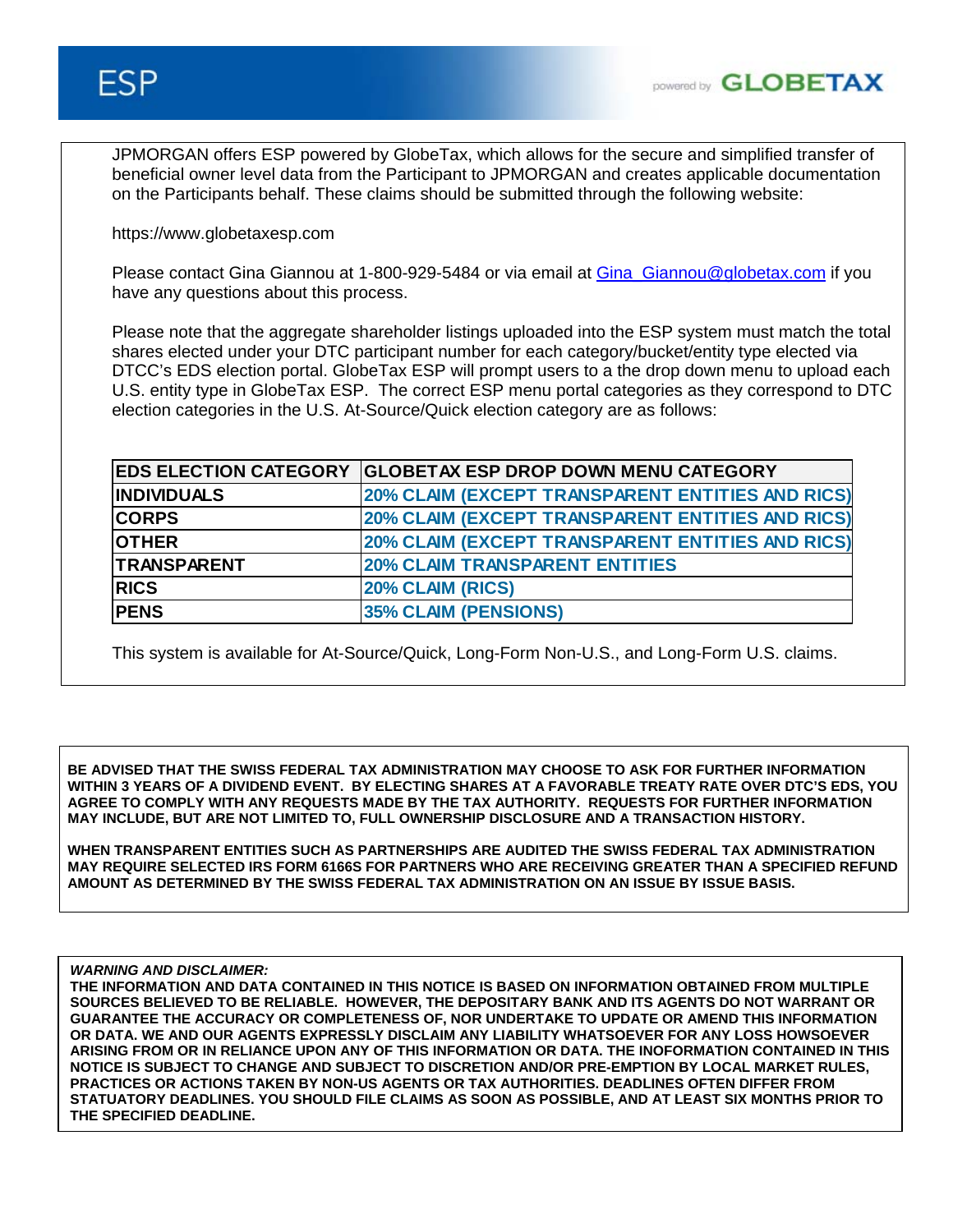# ESP

powered by GLOBETAX

JPMORGAN offers ESP powered by GlobeTax, which allows for the secure and simplified transfer of beneficial owner level data from the Participant to JPMORGAN and creates applicable documentation on the Participants behalf. These claims should be submitted through the following website:

https://www.globetaxesp.com

Please contact Gina Giannou at 1-800-929-5484 or via email at Gina_Giannou@globetax.com if you have any questions about this process.

Please note that the aggregate shareholder listings uploaded into the ESP system must match the total shares elected under your DTC participant number for each category/bucket/entity type elected via DTCC's EDS election portal. GlobeTax ESP will prompt users to a the drop down menu to upload each U.S. entity type in GlobeTax ESP. The correct ESP menu portal categories as they correspond to DTC election categories in the U.S. At-Source/Quick election category are as follows:

| EDS ELECTION CATEGORY | GLOBETAX ESP DROP DOWN MENU CATEGORY |
| --- | --- |
| INDIVIDUALS | 20% CLAIM (EXCEPT TRANSPARENT ENTITIES AND RICS) |
| CORPS | 20% CLAIM (EXCEPT TRANSPARENT ENTITIES AND RICS) |
| OTHER | 20% CLAIM (EXCEPT TRANSPARENT ENTITIES AND RICS) |
| TRANSPARENT | 20% CLAIM TRANSPARENT ENTITIES |
| RICS | 20% CLAIM (RICS) |
| PENS | 35% CLAIM (PENSIONS) |

This system is available for At-Source/Quick, Long-Form Non-U.S., and Long-Form U.S. claims.

**BE ADVISED THAT THE SWISS FEDERAL TAX ADMINISTRATION MAY CHOOSE TO ASK FOR FURTHER INFORMATION WITHIN 3 YEARS OF A DIVIDEND EVENT. BY ELECTING SHARES AT A FAVORABLE TREATY RATE OVER DTC'S EDS, YOU AGREE TO COMPLY WITH ANY REQUESTS MADE BY THE TAX AUTHORITY. REQUESTS FOR FURTHER INFORMATION MAY INCLUDE, BUT ARE NOT LIMITED TO, FULL OWNERSHIP DISCLOSURE AND A TRANSACTION HISTORY.**

**WHEN TRANSPARENT ENTITIES SUCH AS PARTNERSHIPS ARE AUDITED THE SWISS FEDERAL TAX ADMINISTRATION MAY REQUIRE SELECTED IRS FORM 6166S FOR PARTNERS WHO ARE RECEIVING GREATER THAN A SPECIFIED REFUND AMOUNT AS DETERMINED BY THE SWISS FEDERAL TAX ADMINISTRATION ON AN ISSUE BY ISSUE BASIS.**

***WARNING AND DISCLAIMER:***
**THE INFORMATION AND DATA CONTAINED IN THIS NOTICE IS BASED ON INFORMATION OBTAINED FROM MULTIPLE SOURCES BELIEVED TO BE RELIABLE. HOWEVER, THE DEPOSITARY BANK AND ITS AGENTS DO NOT WARRANT OR GUARANTEE THE ACCURACY OR COMPLETENESS OF, NOR UNDERTAKE TO UPDATE OR AMEND THIS INFORMATION OR DATA. WE AND OUR AGENTS EXPRESSLY DISCLAIM ANY LIABILITY WHATSOEVER FOR ANY LOSS HOWSOEVER ARISING FROM OR IN RELIANCE UPON ANY OF THIS INFORMATION OR DATA. THE INOFORMATION CONTAINED IN THIS NOTICE IS SUBJECT TO CHANGE AND SUBJECT TO DISCRETION AND/OR PRE-EMPTION BY LOCAL MARKET RULES, PRACTICES OR ACTIONS TAKEN BY NON-US AGENTS OR TAX AUTHORITIES. DEADLINES OFTEN DIFFER FROM STATUTORY DEADLINES. YOU SHOULD FILE CLAIMS AS SOON AS POSSIBLE, AND AT LEAST SIX MONTHS PRIOR TO THE SPECIFIED DEADLINE.**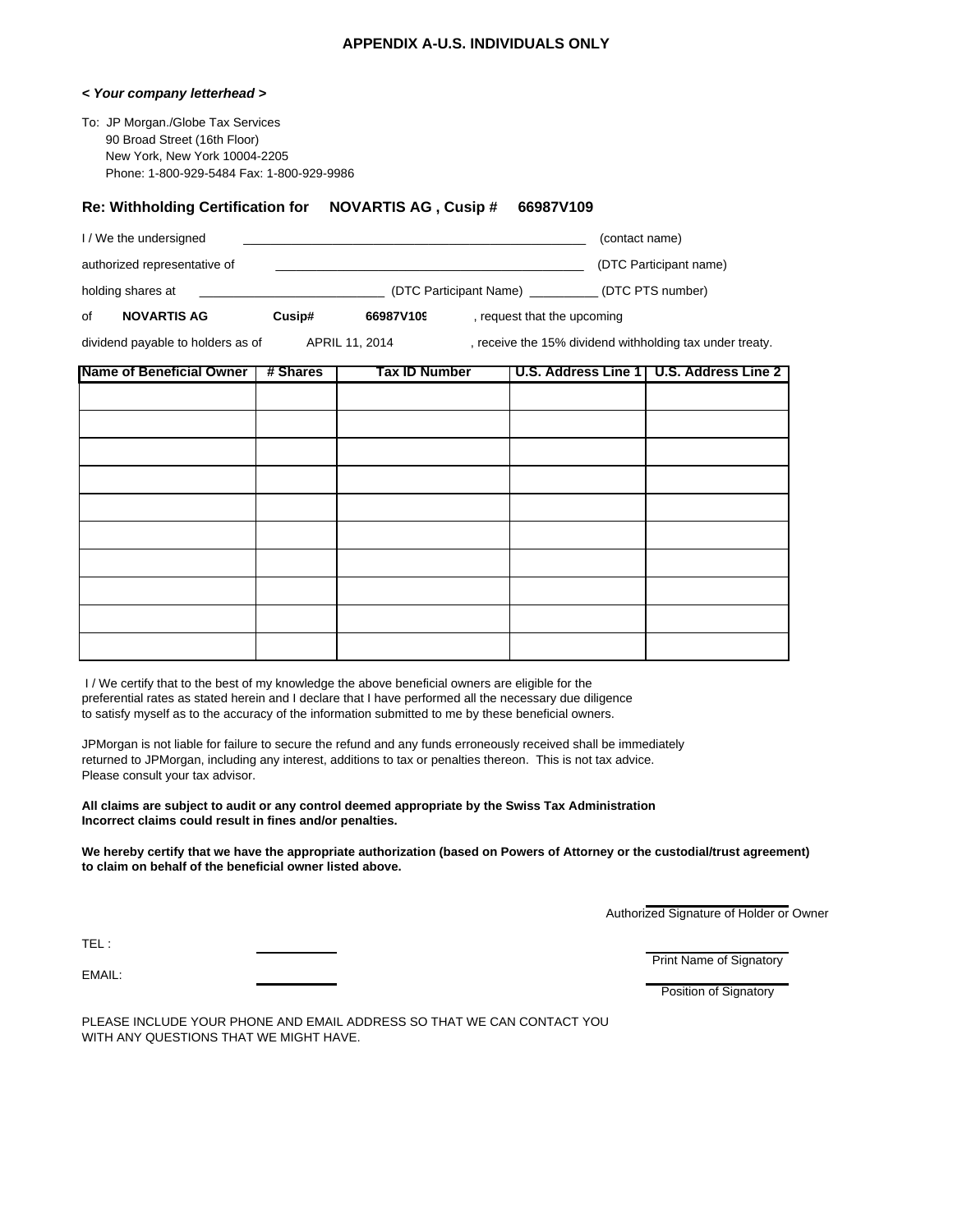## APPENDIX A-U.S. INDIVIDUALS ONLY

***< Your company letterhead >***

To: JP Morgan./Globe Tax Services
90 Broad Street (16th Floor)
New York, New York 10004-2205
Phone: 1-800-929-5484 Fax: 1-800-929-9986

### Re: Withholding Certification for NOVARTIS AG , Cusip # 66987V109

I / We the undersigned ________________________________ (contact name)

authorized representative of ________________________________ (DTC Participant name)

holding shares at ____________________ (DTC Participant Name) __________ (DTC PTS number)

of **NOVARTIS AG** **Cusip#** **66987V109** , request that the upcoming

dividend payable to holders as of APRIL 11, 2014 , receive the 15% dividend withholding tax under treaty.

| Name of Beneficial Owner | # Shares | Tax ID Number | U.S. Address Line 1 | U.S. Address Line 2 |
|---|---|---|---|---|
| | | | | |
| | | | | |
| | | | | |
| | | | | |
| | | | | |
| | | | | |
| | | | | |
| | | | | |
| | | | | |
| | | | | |

I / We certify that to the best of my knowledge the above beneficial owners are eligible for the preferential rates as stated herein and I declare that I have performed all the necessary due diligence to satisfy myself as to the accuracy of the information submitted to me by these beneficial owners.

JPMorgan is not liable for failure to secure the refund and any funds erroneously received shall be immediately returned to JPMorgan, including any interest, additions to tax or penalties thereon. This is not tax advice. Please consult your tax advisor.

**All claims are subject to audit or any control deemed appropriate by the Swiss Tax Administration Incorrect claims could result in fines and/or penalties.**

**We hereby certify that we have the appropriate authorization (based on Powers of Attorney or the custodial/trust agreement) to claim on behalf of the beneficial owner listed above.**

____________________
Authorized Signature of Holder or Owner

TEL : ____________

____________________
Print Name of Signatory

EMAIL: ____________

____________________
Position of Signatory

PLEASE INCLUDE YOUR PHONE AND EMAIL ADDRESS SO THAT WE CAN CONTACT YOU WITH ANY QUESTIONS THAT WE MIGHT HAVE.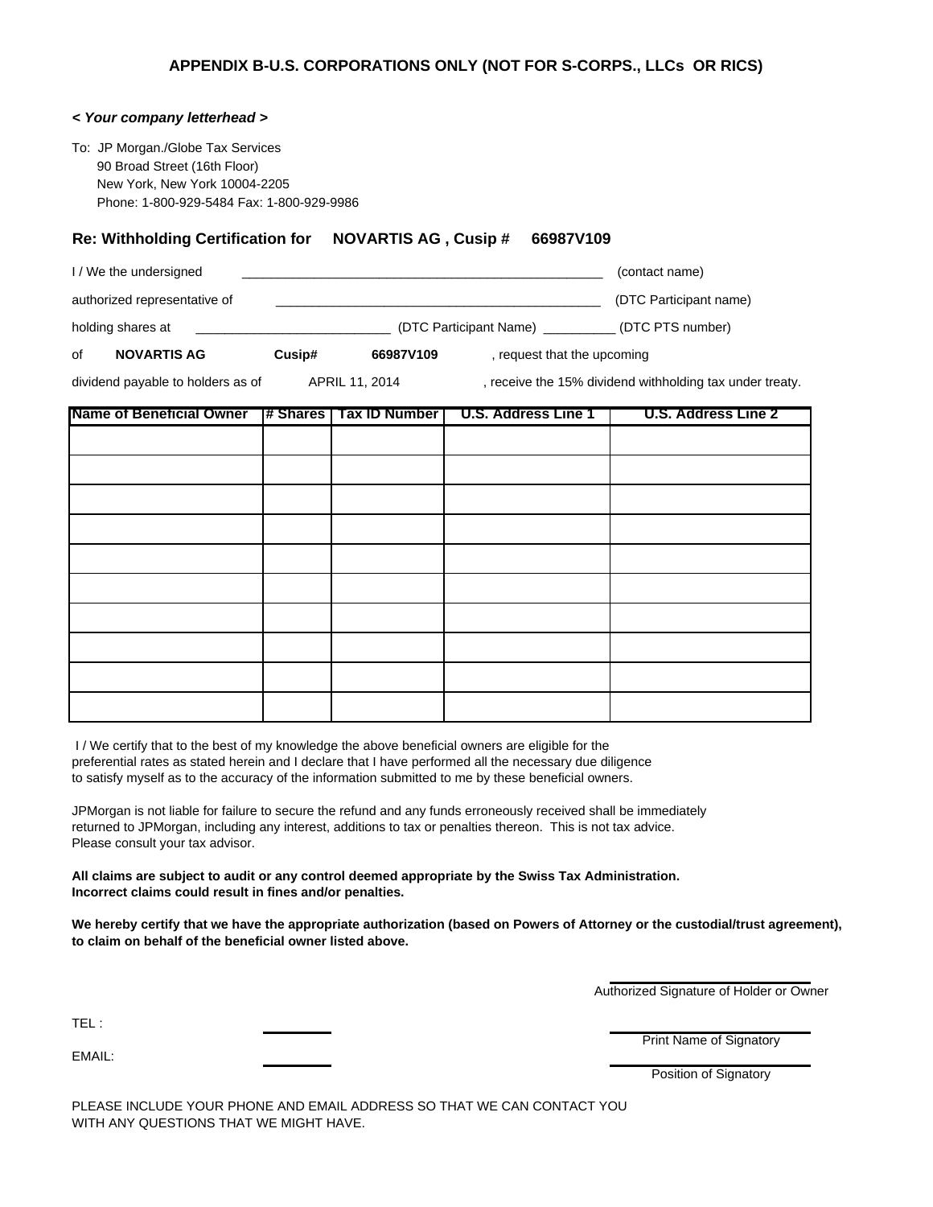### APPENDIX B-U.S. CORPORATIONS ONLY (NOT FOR S-CORPS., LLCs OR RICS)

***< Your company letterhead >***

To: JP Morgan./Globe Tax Services
90 Broad Street (16th Floor)
New York, New York 10004-2205
Phone: 1-800-929-5484 Fax: 1-800-929-9986

**Re: Withholding Certification for NOVARTIS AG , Cusip # 66987V109**

I / We the undersigned ______________________________________________ (contact name)

authorized representative of ____________________________________________ (DTC Participant name)

holding shares at ___________________________ (DTC Participant Name) __________ (DTC PTS number)

of **NOVARTIS AG** **Cusip#** **66987V109** , request that the upcoming

dividend payable to holders as of APRIL 11, 2014 , receive the 15% dividend withholding tax under treaty.

| Name of Beneficial Owner | # Shares | Tax ID Number | U.S. Address Line 1 | U.S. Address Line 2 |
|---|---|---|---|---|
| | | | | |
| | | | | |
| | | | | |
| | | | | |
| | | | | |
| | | | | |
| | | | | |
| | | | | |
| | | | | |
| | | | | |

I / We certify that to the best of my knowledge the above beneficial owners are eligible for the preferential rates as stated herein and I declare that I have performed all the necessary due diligence to satisfy myself as to the accuracy of the information submitted to me by these beneficial owners.

JPMorgan is not liable for failure to secure the refund and any funds erroneously received shall be immediately returned to JPMorgan, including any interest, additions to tax or penalties thereon. This is not tax advice. Please consult your tax advisor.

**All claims are subject to audit or any control deemed appropriate by the Swiss Tax Administration. Incorrect claims could result in fines and/or penalties.**

**We hereby certify that we have the appropriate authorization (based on Powers of Attorney or the custodial/trust agreement), to claim on behalf of the beneficial owner listed above.**

______________________
Authorized Signature of Holder or Owner

TEL : __________

______________________
Print Name of Signatory

EMAIL: __________

______________________
Position of Signatory

PLEASE INCLUDE YOUR PHONE AND EMAIL ADDRESS SO THAT WE CAN CONTACT YOU WITH ANY QUESTIONS THAT WE MIGHT HAVE.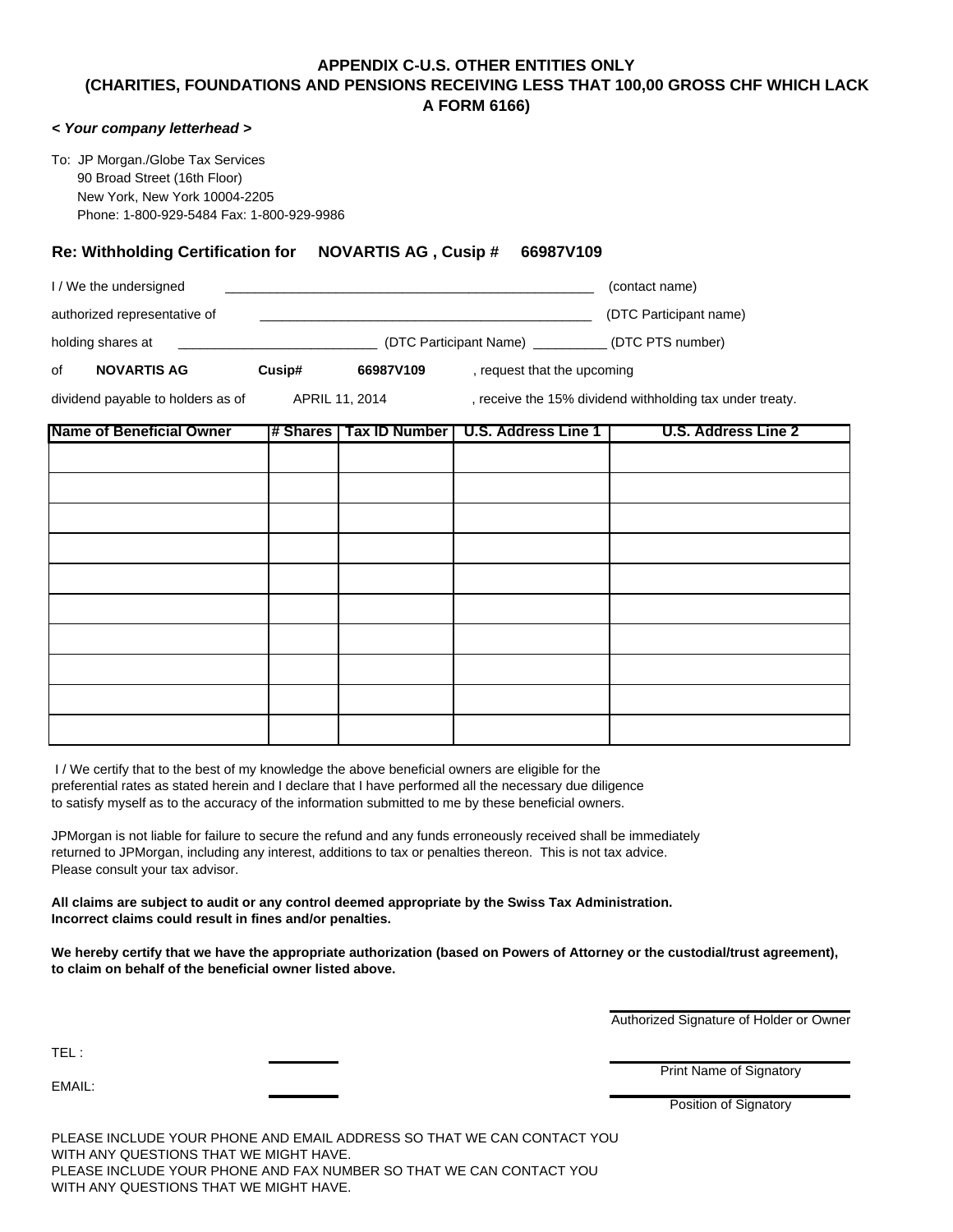# APPENDIX C-U.S. OTHER ENTITIES ONLY
# (CHARITIES, FOUNDATIONS AND PENSIONS RECEIVING LESS THAT 100,00 GROSS CHF WHICH LACK A FORM 6166)

***< Your company letterhead >***

To: JP Morgan./Globe Tax Services
90 Broad Street (16th Floor)
New York, New York 10004-2205
Phone: 1-800-929-5484 Fax: 1-800-929-9986

**Re: Withholding Certification for NOVARTIS AG , Cusip # 66987V109**

I / We the undersigned ______________________________________________ (contact name)

authorized representative of ___________________________________________ (DTC Participant name)

holding shares at __________________________ (DTC Participant Name) __________ (DTC PTS number)

of **NOVARTIS AG** **Cusip#** **66987V109** , request that the upcoming

dividend payable to holders as of APRIL 11, 2014 , receive the 15% dividend withholding tax under treaty.

| Name of Beneficial Owner | # Shares | Tax ID Number | U.S. Address Line 1 | U.S. Address Line 2 |
|---|---|---|---|---|
| | | | | |
| | | | | |
| | | | | |
| | | | | |
| | | | | |
| | | | | |
| | | | | |
| | | | | |
| | | | | |
| | | | | |

I / We certify that to the best of my knowledge the above beneficial owners are eligible for the preferential rates as stated herein and I declare that I have performed all the necessary due diligence to satisfy myself as to the accuracy of the information submitted to me by these beneficial owners.

JPMorgan is not liable for failure to secure the refund and any funds erroneously received shall be immediately returned to JPMorgan, including any interest, additions to tax or penalties thereon. This is not tax advice. Please consult your tax advisor.

**All claims are subject to audit or any control deemed appropriate by the Swiss Tax Administration. Incorrect claims could result in fines and/or penalties.**

**We hereby certify that we have the appropriate authorization (based on Powers of Attorney or the custodial/trust agreement), to claim on behalf of the beneficial owner listed above.**

______________________________
Authorized Signature of Holder or Owner

TEL : __________

______________________________
Print Name of Signatory

EMAIL: __________

______________________________
Position of Signatory

PLEASE INCLUDE YOUR PHONE AND EMAIL ADDRESS SO THAT WE CAN CONTACT YOU WITH ANY QUESTIONS THAT WE MIGHT HAVE.
PLEASE INCLUDE YOUR PHONE AND FAX NUMBER SO THAT WE CAN CONTACT YOU WITH ANY QUESTIONS THAT WE MIGHT HAVE.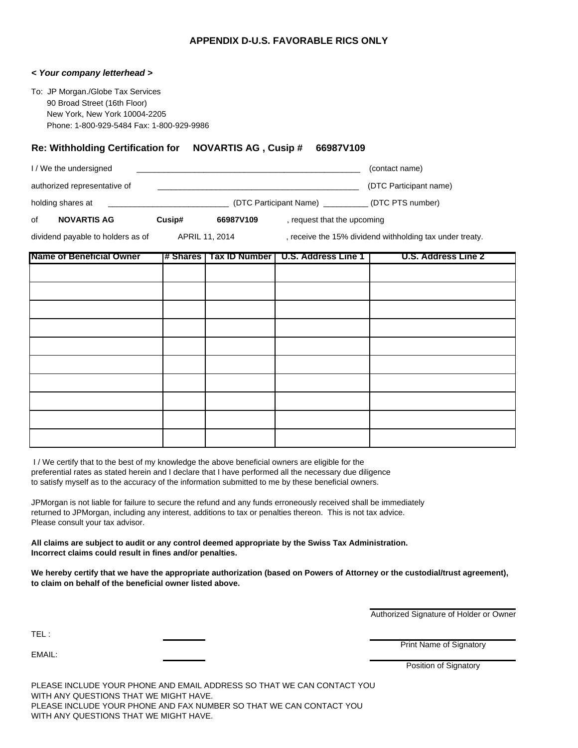## APPENDIX D-U.S. FAVORABLE RICS ONLY

***< Your company letterhead >***

To: JP Morgan./Globe Tax Services
90 Broad Street (16th Floor)
New York, New York 10004-2205
Phone: 1-800-929-5484 Fax: 1-800-929-9986

### Re: Withholding Certification for NOVARTIS AG , Cusip # 66987V109

I / We the undersigned ______________________________________________ (contact name)

authorized representative of __________________________________________ (DTC Participant name)

holding shares at __________________________ (DTC Participant Name) __________ (DTC PTS number)

of **NOVARTIS AG** **Cusip#** **66987V109** , request that the upcoming

dividend payable to holders as of APRIL 11, 2014 , receive the 15% dividend withholding tax under treaty.

| Name of Beneficial Owner | # Shares | Tax ID Number | U.S. Address Line 1 | U.S. Address Line 2 |
|---|---|---|---|---|
| | | | | |
| | | | | |
| | | | | |
| | | | | |
| | | | | |
| | | | | |
| | | | | |
| | | | | |
| | | | | |
| | | | | |

I / We certify that to the best of my knowledge the above beneficial owners are eligible for the preferential rates as stated herein and I declare that I have performed all the necessary due diligence to satisfy myself as to the accuracy of the information submitted to me by these beneficial owners.

JPMorgan is not liable for failure to secure the refund and any funds erroneously received shall be immediately returned to JPMorgan, including any interest, additions to tax or penalties thereon. This is not tax advice. Please consult your tax advisor.

**All claims are subject to audit or any control deemed appropriate by the Swiss Tax Administration. Incorrect claims could result in fines and/or penalties.**

**We hereby certify that we have the appropriate authorization (based on Powers of Attorney or the custodial/trust agreement), to claim on behalf of the beneficial owner listed above.**

Authorized Signature of Holder or Owner

TEL : __________

Print Name of Signatory

EMAIL: __________

Position of Signatory

PLEASE INCLUDE YOUR PHONE AND EMAIL ADDRESS SO THAT WE CAN CONTACT YOU WITH ANY QUESTIONS THAT WE MIGHT HAVE.
PLEASE INCLUDE YOUR PHONE AND FAX NUMBER SO THAT WE CAN CONTACT YOU WITH ANY QUESTIONS THAT WE MIGHT HAVE.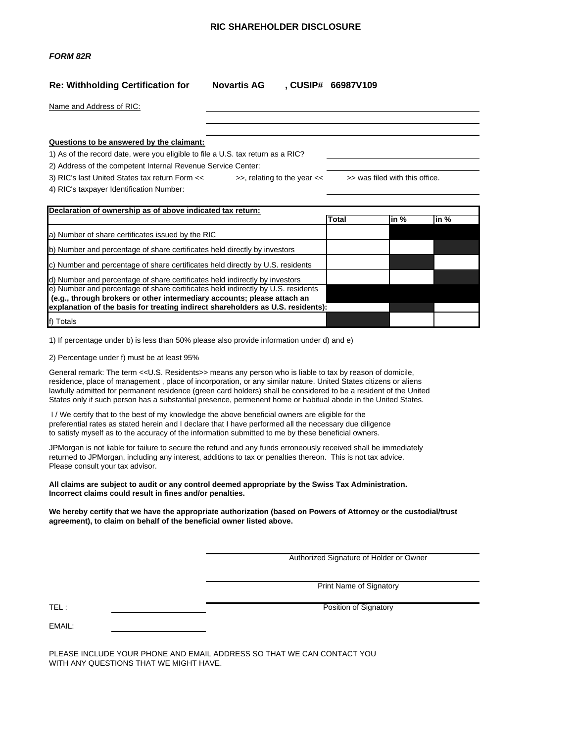# RIC SHAREHOLDER DISCLOSURE

***FORM 82R***

**Re: Withholding Certification for Novartis AG , CUSIP# 66987V109**

Name and Address of RIC: \_\_\_\_\_\_\_\_\_\_\_\_\_\_\_\_\_\_\_\_

**Questions to be answered by the claimant:**

1) As of the record date, were you eligible to file a U.S. tax return as a RIC? \_\_\_\_\_\_\_\_\_\_

2) Address of the competent Internal Revenue Service Center: \_\_\_\_\_\_\_\_\_\_

3) RIC's last United States tax return Form << >>, relating to the year << >> was filed with this office.

4) RIC's taxpayer Identification Number: \_\_\_\_\_\_\_\_\_\_

| Declaration of ownership as of above indicated tax return: | Total | in % | in % |
|---|---|---|---|
| a) Number of share certificates issued by the RIC | | | |
| b) Number and percentage of share certificates held directly by investors | | | |
| c) Number and percentage of share certificates held directly by U.S. residents | | | |
| d) Number and percentage of share certificates held indirectly by investors | | | |
| e) Number and percentage of share certificates held indirectly by U.S. residents **(e.g., through brokers or other intermediary accounts; please attach an explanation of the basis for treating indirect shareholders as U.S. residents):** | | | |
| f) Totals | | | |

1) If percentage under b) is less than 50% please also provide information under d) and e)

2) Percentage under f) must be at least 95%

General remark: The term <<U.S. Residents>> means any person who is liable to tax by reason of domicile, residence, place of management , place of incorporation, or any similar nature. United States citizens or aliens lawfully admitted for permanent residence (green card holders) shall be considered to be a resident of the United States only if such person has a substantial presence, permenent home or habitual abode in the United States.

I / We certify that to the best of my knowledge the above beneficial owners are eligible for the preferential rates as stated herein and I declare that I have performed all the necessary due diligence to satisfy myself as to the accuracy of the information submitted to me by these beneficial owners.

JPMorgan is not liable for failure to secure the refund and any funds erroneously received shall be immediately returned to JPMorgan, including any interest, additions to tax or penalties thereon. This is not tax advice. Please consult your tax advisor.

**All claims are subject to audit or any control deemed appropriate by the Swiss Tax Administration. Incorrect claims could result in fines and/or penalties.**

**We hereby certify that we have the appropriate authorization (based on Powers of Attorney or the custodial/trust agreement), to claim on behalf of the beneficial owner listed above.**

\_\_\_\_\_\_\_\_\_\_\_\_\_\_\_\_\_\_\_\_
Authorized Signature of Holder or Owner

\_\_\_\_\_\_\_\_\_\_\_\_\_\_\_\_\_\_\_\_
Print Name of Signatory

\_\_\_\_\_\_\_\_\_\_\_\_\_\_\_\_\_\_\_\_
Position of Signatory

TEL : \_\_\_\_\_\_\_\_\_\_

EMAIL: \_\_\_\_\_\_\_\_\_\_

PLEASE INCLUDE YOUR PHONE AND EMAIL ADDRESS SO THAT WE CAN CONTACT YOU WITH ANY QUESTIONS THAT WE MIGHT HAVE.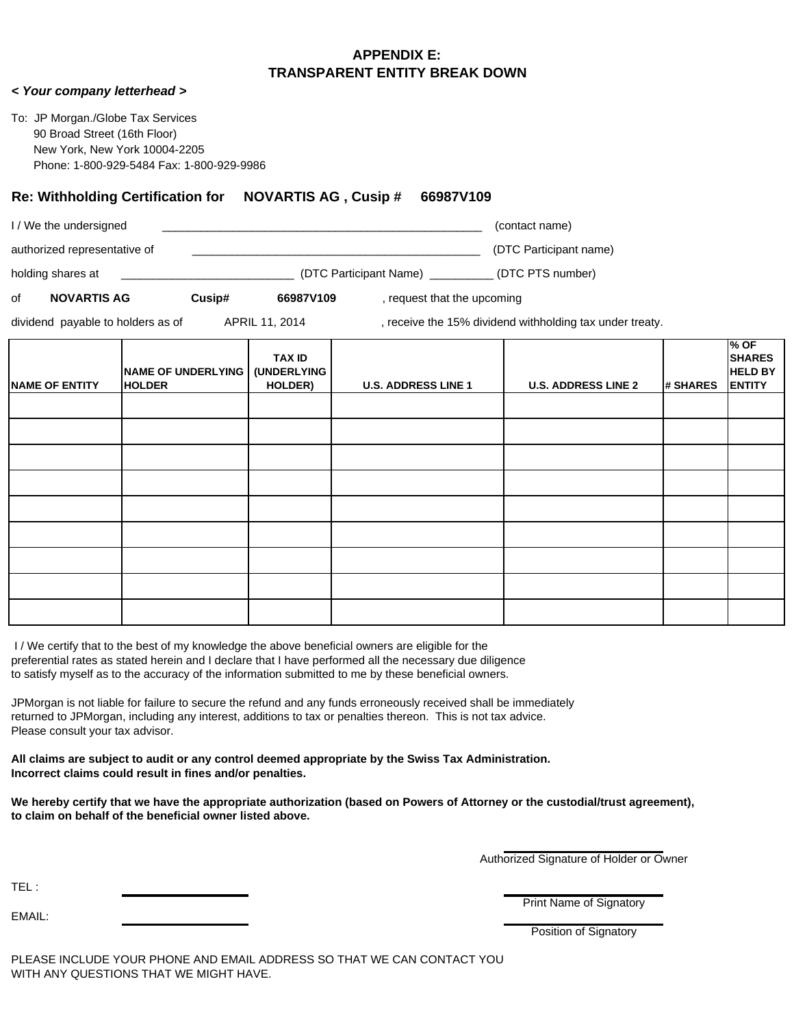## APPENDIX E:
## TRANSPARENT ENTITY BREAK DOWN

***< Your company letterhead >***

To: JP Morgan./Globe Tax Services
90 Broad Street (16th Floor)
New York, New York 10004-2205
Phone: 1-800-929-5484 Fax: 1-800-929-9986

### Re: Withholding Certification for NOVARTIS AG , Cusip # 66987V109

I / We the undersigned ____________________________________________________ (contact name)

authorized representative of ________________________________________________ (DTC Participant name)

holding shares at ___________________________ (DTC Participant Name) __________ (DTC PTS number)

of **NOVARTIS AG** **Cusip#** **66987V109** , request that the upcoming

dividend payable to holders as of APRIL 11, 2014 , receive the 15% dividend withholding tax under treaty.

| NAME OF ENTITY | NAME OF UNDERLYING HOLDER | TAX ID (UNDERLYING HOLDER) | U.S. ADDRESS LINE 1 | U.S. ADDRESS LINE 2 | # SHARES | % OF SHARES HELD BY ENTITY |
|---|---|---|---|---|---|---|
| | | | | | | |
| | | | | | | |
| | | | | | | |
| | | | | | | |
| | | | | | | |
| | | | | | | |
| | | | | | | |
| | | | | | | |
| | | | | | | |

I / We certify that to the best of my knowledge the above beneficial owners are eligible for the preferential rates as stated herein and I declare that I have performed all the necessary due diligence to satisfy myself as to the accuracy of the information submitted to me by these beneficial owners.

JPMorgan is not liable for failure to secure the refund and any funds erroneously received shall be immediately returned to JPMorgan, including any interest, additions to tax or penalties thereon. This is not tax advice. Please consult your tax advisor.

**All claims are subject to audit or any control deemed appropriate by the Swiss Tax Administration. Incorrect claims could result in fines and/or penalties.**

**We hereby certify that we have the appropriate authorization (based on Powers of Attorney or the custodial/trust agreement), to claim on behalf of the beneficial owner listed above.**

____________________
Authorized Signature of Holder or Owner

TEL : ____________________

____________________
Print Name of Signatory

EMAIL: ____________________

____________________
Position of Signatory

PLEASE INCLUDE YOUR PHONE AND EMAIL ADDRESS SO THAT WE CAN CONTACT YOU WITH ANY QUESTIONS THAT WE MIGHT HAVE.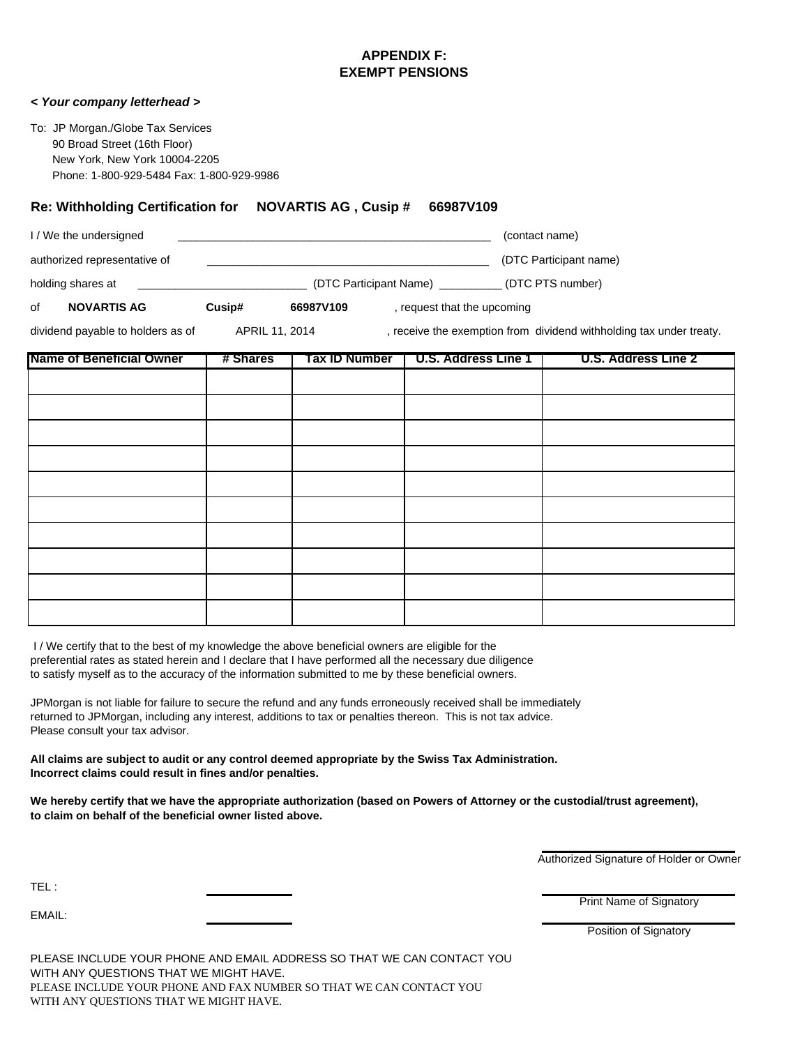## APPENDIX F:
## EXEMPT PENSIONS

***< Your company letterhead >***

To: JP Morgan./Globe Tax Services
90 Broad Street (16th Floor)
New York, New York 10004-2205
Phone: 1-800-929-5484 Fax: 1-800-929-9986

**Re: Withholding Certification for NOVARTIS AG , Cusip # 66987V109**

I / We the undersigned _______________________________________________ (contact name)

authorized representative of ___________________________________________ (DTC Participant name)

holding shares at __________________________ (DTC Participant Name) __________ (DTC PTS number)

of **NOVARTIS AG** **Cusip#** **66987V109** , request that the upcoming

dividend payable to holders as of APRIL 11, 2014 , receive the exemption from dividend withholding tax under treaty.

| Name of Beneficial Owner | # Shares | Tax ID Number | U.S. Address Line 1 | U.S. Address Line 2 |
|---|---|---|---|---|
| | | | | |
| | | | | |
| | | | | |
| | | | | |
| | | | | |
| | | | | |
| | | | | |
| | | | | |
| | | | | |
| | | | | |

I / We certify that to the best of my knowledge the above beneficial owners are eligible for the preferential rates as stated herein and I declare that I have performed all the necessary due diligence to satisfy myself as to the accuracy of the information submitted to me by these beneficial owners.

JPMorgan is not liable for failure to secure the refund and any funds erroneously received shall be immediately returned to JPMorgan, including any interest, additions to tax or penalties thereon. This is not tax advice. Please consult your tax advisor.

**All claims are subject to audit or any control deemed appropriate by the Swiss Tax Administration. Incorrect claims could result in fines and/or penalties.**

**We hereby certify that we have the appropriate authorization (based on Powers of Attorney or the custodial/trust agreement), to claim on behalf of the beneficial owner listed above.**

Authorized Signature of Holder or Owner

TEL : ____________

EMAIL: ____________

Print Name of Signatory

Position of Signatory

PLEASE INCLUDE YOUR PHONE AND EMAIL ADDRESS SO THAT WE CAN CONTACT YOU WITH ANY QUESTIONS THAT WE MIGHT HAVE.
PLEASE INCLUDE YOUR PHONE AND FAX NUMBER SO THAT WE CAN CONTACT YOU WITH ANY QUESTIONS THAT WE MIGHT HAVE.